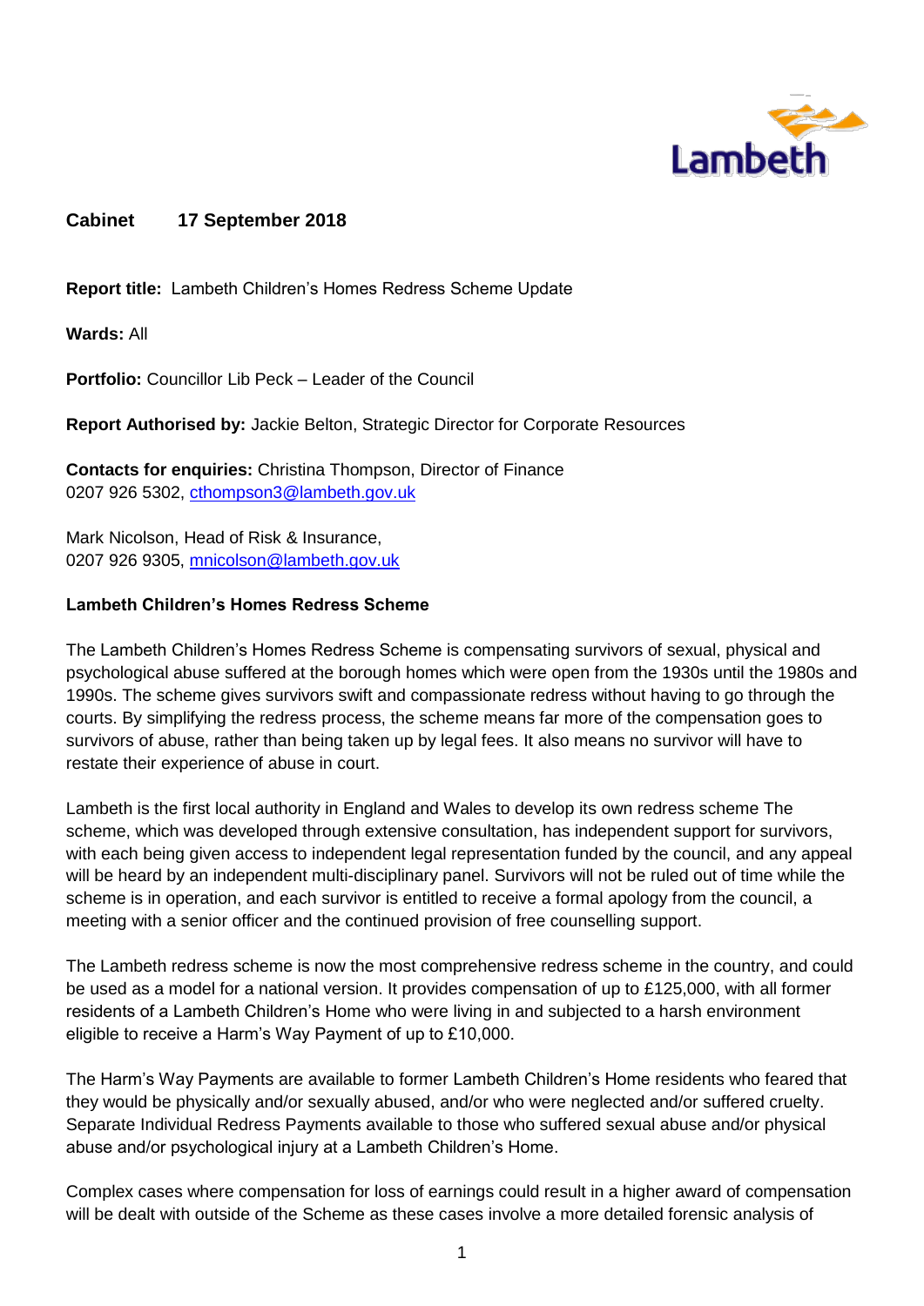**Cabinet 17 September 2018**

**Report title:** Lambeth Children's Homes Redress Scheme Update

**Wards:** All

**Portfolio:** Councillor Lib Peck – Leader of the Council

**Report Authorised by:** Jackie Belton, Strategic Director for Corporate Resources

**Contacts for enquiries:** Christina Thompson, Director of Finance
0207 926 5302, cthompson3@lambeth.gov.uk

Mark Nicolson, Head of Risk & Insurance,
0207 926 9305, mnicolson@lambeth.gov.uk

**Lambeth Children's Homes Redress Scheme**

The Lambeth Children's Homes Redress Scheme is compensating survivors of sexual, physical and psychological abuse suffered at the borough homes which were open from the 1930s until the 1980s and 1990s. The scheme gives survivors swift and compassionate redress without having to go through the courts. By simplifying the redress process, the scheme means far more of the compensation goes to survivors of abuse, rather than being taken up by legal fees. It also means no survivor will have to restate their experience of abuse in court.

Lambeth is the first local authority in England and Wales to develop its own redress scheme The scheme, which was developed through extensive consultation, has independent support for survivors, with each being given access to independent legal representation funded by the council, and any appeal will be heard by an independent multi-disciplinary panel. Survivors will not be ruled out of time while the scheme is in operation, and each survivor is entitled to receive a formal apology from the council, a meeting with a senior officer and the continued provision of free counselling support.

The Lambeth redress scheme is now the most comprehensive redress scheme in the country, and could be used as a model for a national version. It provides compensation of up to £125,000, with all former residents of a Lambeth Children's Home who were living in and subjected to a harsh environment eligible to receive a Harm's Way Payment of up to £10,000.

The Harm's Way Payments are available to former Lambeth Children's Home residents who feared that they would be physically and/or sexually abused, and/or who were neglected and/or suffered cruelty. Separate Individual Redress Payments available to those who suffered sexual abuse and/or physical abuse and/or psychological injury at a Lambeth Children's Home.

Complex cases where compensation for loss of earnings could result in a higher award of compensation will be dealt with outside of the Scheme as these cases involve a more detailed forensic analysis of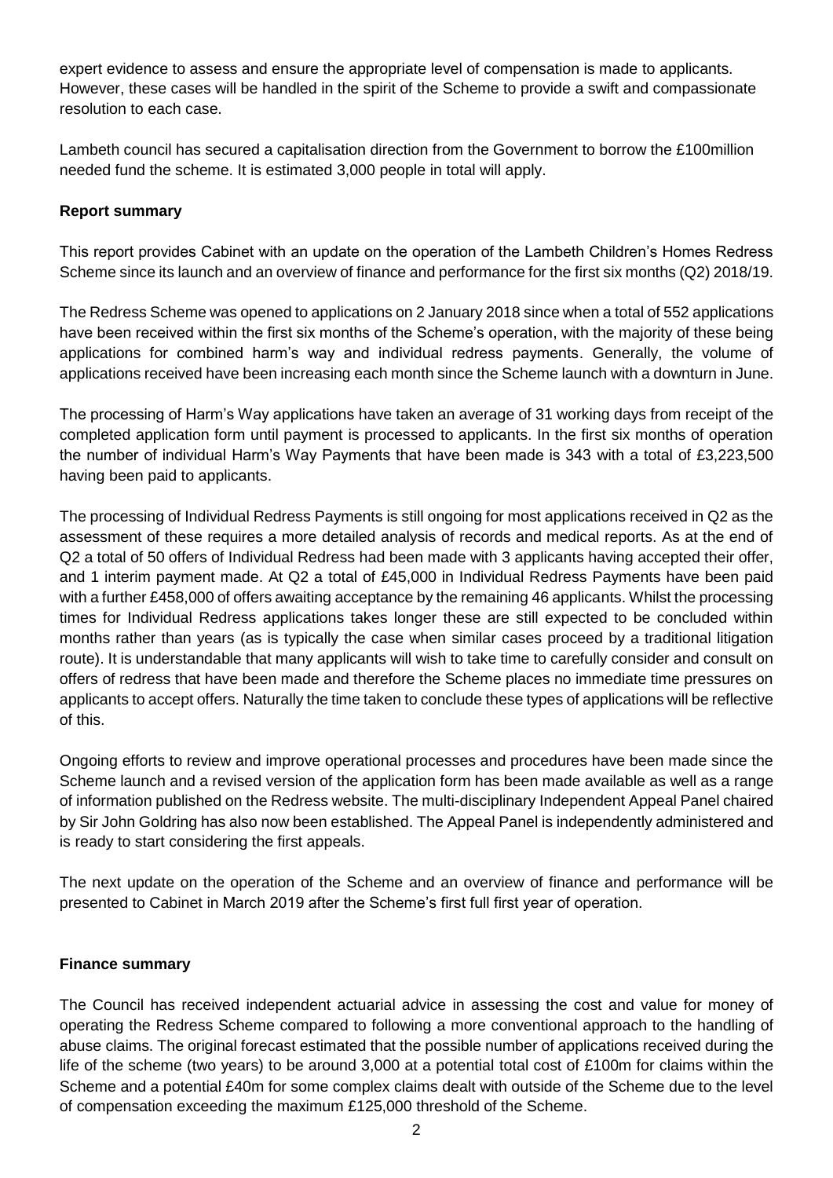expert evidence to assess and ensure the appropriate level of compensation is made to applicants. However, these cases will be handled in the spirit of the Scheme to provide a swift and compassionate resolution to each case.

Lambeth council has secured a capitalisation direction from the Government to borrow the £100million needed fund the scheme. It is estimated 3,000 people in total will apply.

**Report summary**

This report provides Cabinet with an update on the operation of the Lambeth Children's Homes Redress Scheme since its launch and an overview of finance and performance for the first six months (Q2) 2018/19.

The Redress Scheme was opened to applications on 2 January 2018 since when a total of 552 applications have been received within the first six months of the Scheme's operation, with the majority of these being applications for combined harm's way and individual redress payments. Generally, the volume of applications received have been increasing each month since the Scheme launch with a downturn in June.

The processing of Harm's Way applications have taken an average of 31 working days from receipt of the completed application form until payment is processed to applicants. In the first six months of operation the number of individual Harm's Way Payments that have been made is 343 with a total of £3,223,500 having been paid to applicants.

The processing of Individual Redress Payments is still ongoing for most applications received in Q2 as the assessment of these requires a more detailed analysis of records and medical reports. As at the end of Q2 a total of 50 offers of Individual Redress had been made with 3 applicants having accepted their offer, and 1 interim payment made. At Q2 a total of £45,000 in Individual Redress Payments have been paid with a further £458,000 of offers awaiting acceptance by the remaining 46 applicants. Whilst the processing times for Individual Redress applications takes longer these are still expected to be concluded within months rather than years (as is typically the case when similar cases proceed by a traditional litigation route). It is understandable that many applicants will wish to take time to carefully consider and consult on offers of redress that have been made and therefore the Scheme places no immediate time pressures on applicants to accept offers. Naturally the time taken to conclude these types of applications will be reflective of this.

Ongoing efforts to review and improve operational processes and procedures have been made since the Scheme launch and a revised version of the application form has been made available as well as a range of information published on the Redress website. The multi-disciplinary Independent Appeal Panel chaired by Sir John Goldring has also now been established. The Appeal Panel is independently administered and is ready to start considering the first appeals.

The next update on the operation of the Scheme and an overview of finance and performance will be presented to Cabinet in March 2019 after the Scheme's first full first year of operation.

**Finance summary**

The Council has received independent actuarial advice in assessing the cost and value for money of operating the Redress Scheme compared to following a more conventional approach to the handling of abuse claims. The original forecast estimated that the possible number of applications received during the life of the scheme (two years) to be around 3,000 at a potential total cost of £100m for claims within the Scheme and a potential £40m for some complex claims dealt with outside of the Scheme due to the level of compensation exceeding the maximum £125,000 threshold of the Scheme.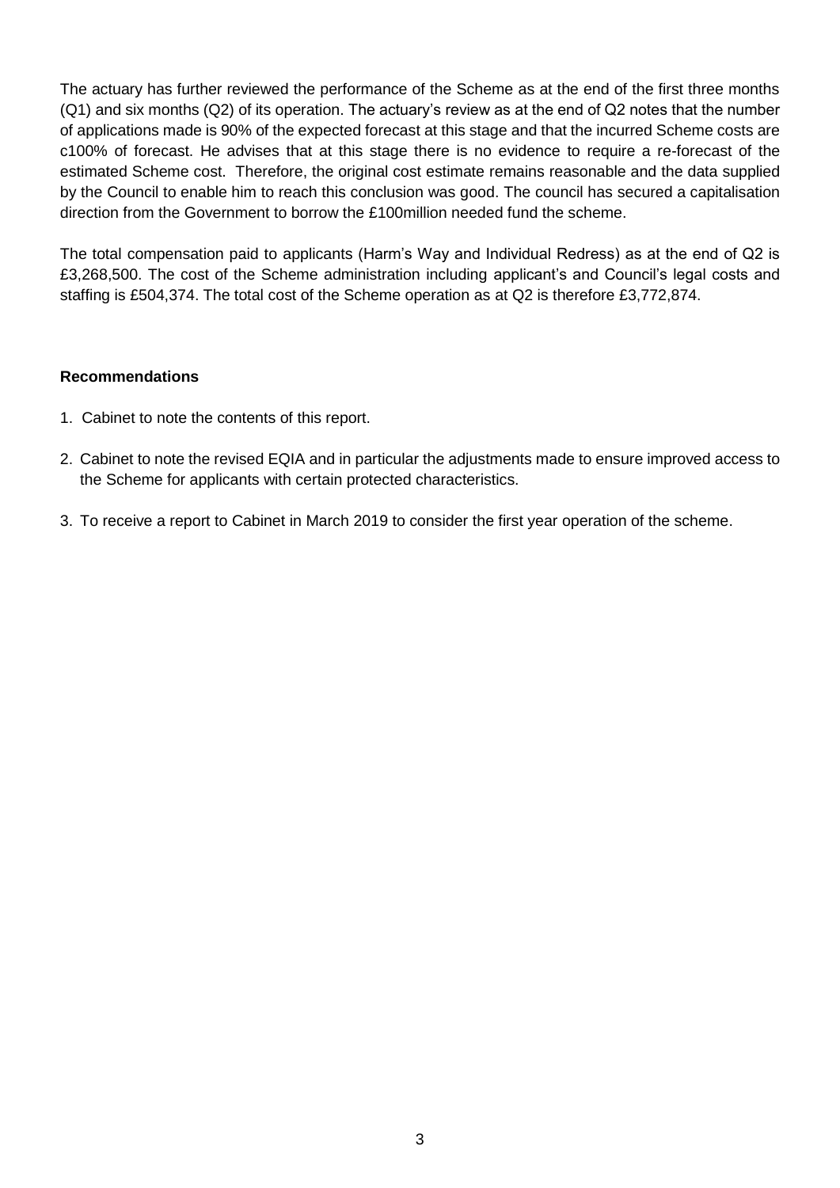The actuary has further reviewed the performance of the Scheme as at the end of the first three months (Q1) and six months (Q2) of its operation. The actuary's review as at the end of Q2 notes that the number of applications made is 90% of the expected forecast at this stage and that the incurred Scheme costs are c100% of forecast. He advises that at this stage there is no evidence to require a re-forecast of the estimated Scheme cost. Therefore, the original cost estimate remains reasonable and the data supplied by the Council to enable him to reach this conclusion was good. The council has secured a capitalisation direction from the Government to borrow the £100million needed fund the scheme.

The total compensation paid to applicants (Harm's Way and Individual Redress) as at the end of Q2 is £3,268,500. The cost of the Scheme administration including applicant's and Council's legal costs and staffing is £504,374. The total cost of the Scheme operation as at Q2 is therefore £3,772,874.

**Recommendations**

1. Cabinet to note the contents of this report.
2. Cabinet to note the revised EQIA and in particular the adjustments made to ensure improved access to the Scheme for applicants with certain protected characteristics.
3. To receive a report to Cabinet in March 2019 to consider the first year operation of the scheme.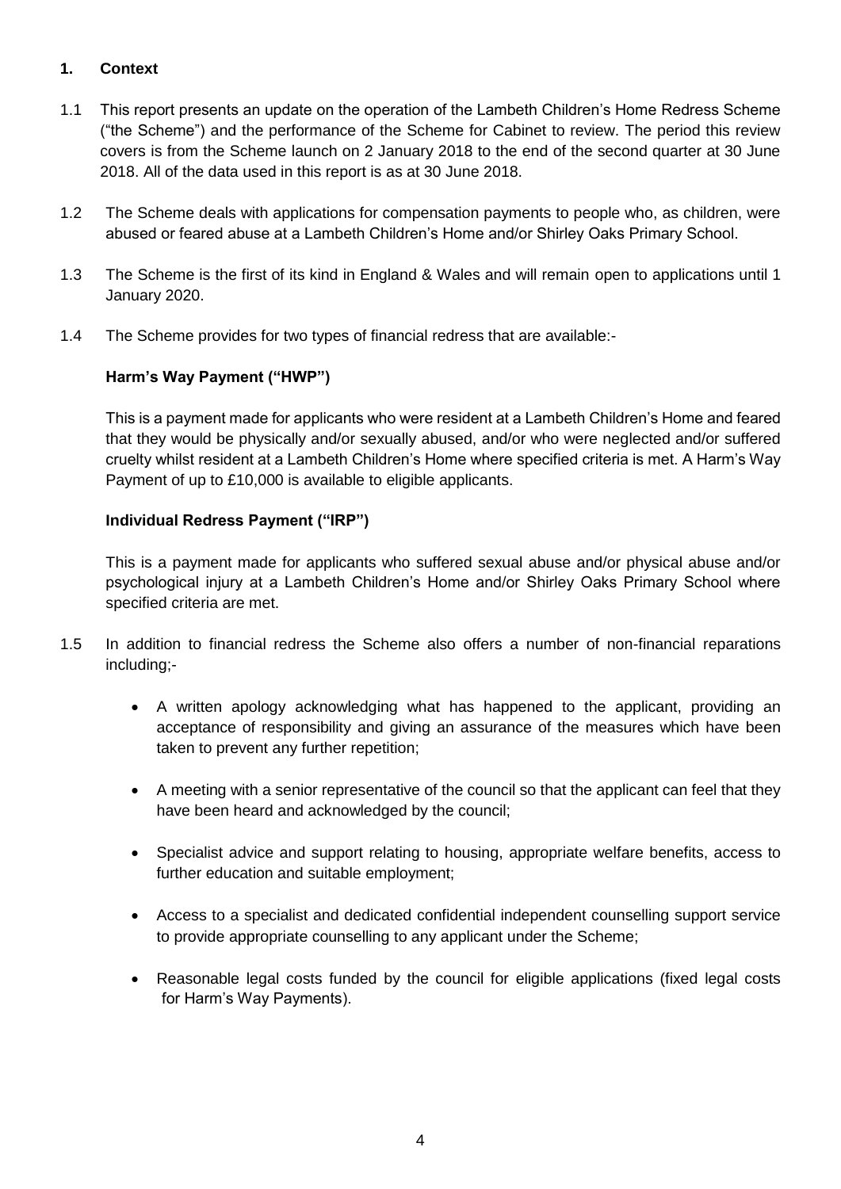## 1. Context

1.1 This report presents an update on the operation of the Lambeth Children's Home Redress Scheme ("the Scheme") and the performance of the Scheme for Cabinet to review. The period this review covers is from the Scheme launch on 2 January 2018 to the end of the second quarter at 30 June 2018. All of the data used in this report is as at 30 June 2018.

1.2 The Scheme deals with applications for compensation payments to people who, as children, were abused or feared abuse at a Lambeth Children's Home and/or Shirley Oaks Primary School.

1.3 The Scheme is the first of its kind in England & Wales and will remain open to applications until 1 January 2020.

1.4 The Scheme provides for two types of financial redress that are available:-

**Harm's Way Payment ("HWP")**

This is a payment made for applicants who were resident at a Lambeth Children's Home and feared that they would be physically and/or sexually abused, and/or who were neglected and/or suffered cruelty whilst resident at a Lambeth Children's Home where specified criteria is met. A Harm's Way Payment of up to £10,000 is available to eligible applicants.

**Individual Redress Payment ("IRP")**

This is a payment made for applicants who suffered sexual abuse and/or physical abuse and/or psychological injury at a Lambeth Children's Home and/or Shirley Oaks Primary School where specified criteria are met.

1.5 In addition to financial redress the Scheme also offers a number of non-financial reparations including;-

- A written apology acknowledging what has happened to the applicant, providing an acceptance of responsibility and giving an assurance of the measures which have been taken to prevent any further repetition;
- A meeting with a senior representative of the council so that the applicant can feel that they have been heard and acknowledged by the council;
- Specialist advice and support relating to housing, appropriate welfare benefits, access to further education and suitable employment;
- Access to a specialist and dedicated confidential independent counselling support service to provide appropriate counselling to any applicant under the Scheme;
- Reasonable legal costs funded by the council for eligible applications (fixed legal costs for Harm's Way Payments).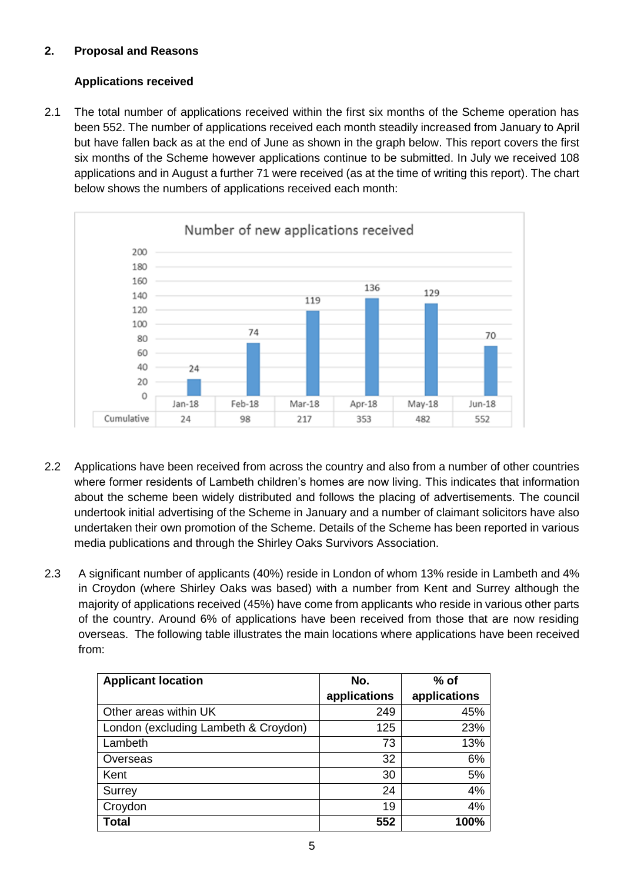## 2. Proposal and Reasons

### Applications received

2.1 The total number of applications received within the first six months of the Scheme operation has been 552. The number of applications received each month steadily increased from January to April but have fallen back as at the end of June as shown in the graph below. This report covers the first six months of the Scheme however applications continue to be submitted. In July we received 108 applications and in August a further 71 were received (as at the time of writing this report). The chart below shows the numbers of applications received each month:

**Number of new applications received**

| | Jan-18 | Feb-18 | Mar-18 | Apr-18 | May-18 | Jun-18 |
|---|---|---|---|---|---|---|
| New applications | 24 | 74 | 119 | 136 | 129 | 70 |
| Cumulative | 24 | 98 | 217 | 353 | 482 | 552 |

2.2 Applications have been received from across the country and also from a number of other countries where former residents of Lambeth children's homes are now living. This indicates that information about the scheme been widely distributed and follows the placing of advertisements. The council undertook initial advertising of the Scheme in January and a number of claimant solicitors have also undertaken their own promotion of the Scheme. Details of the Scheme has been reported in various media publications and through the Shirley Oaks Survivors Association.

2.3 A significant number of applicants (40%) reside in London of whom 13% reside in Lambeth and 4% in Croydon (where Shirley Oaks was based) with a number from Kent and Surrey although the majority of applications received (45%) have come from applicants who reside in various other parts of the country. Around 6% of applications have been received from those that are now residing overseas. The following table illustrates the main locations where applications have been received from:

| Applicant location | No. applications | % of applications |
|---|---|---|
| Other areas within UK | 249 | 45% |
| London (excluding Lambeth & Croydon) | 125 | 23% |
| Lambeth | 73 | 13% |
| Overseas | 32 | 6% |
| Kent | 30 | 5% |
| Surrey | 24 | 4% |
| Croydon | 19 | 4% |
| **Total** | **552** | **100%** |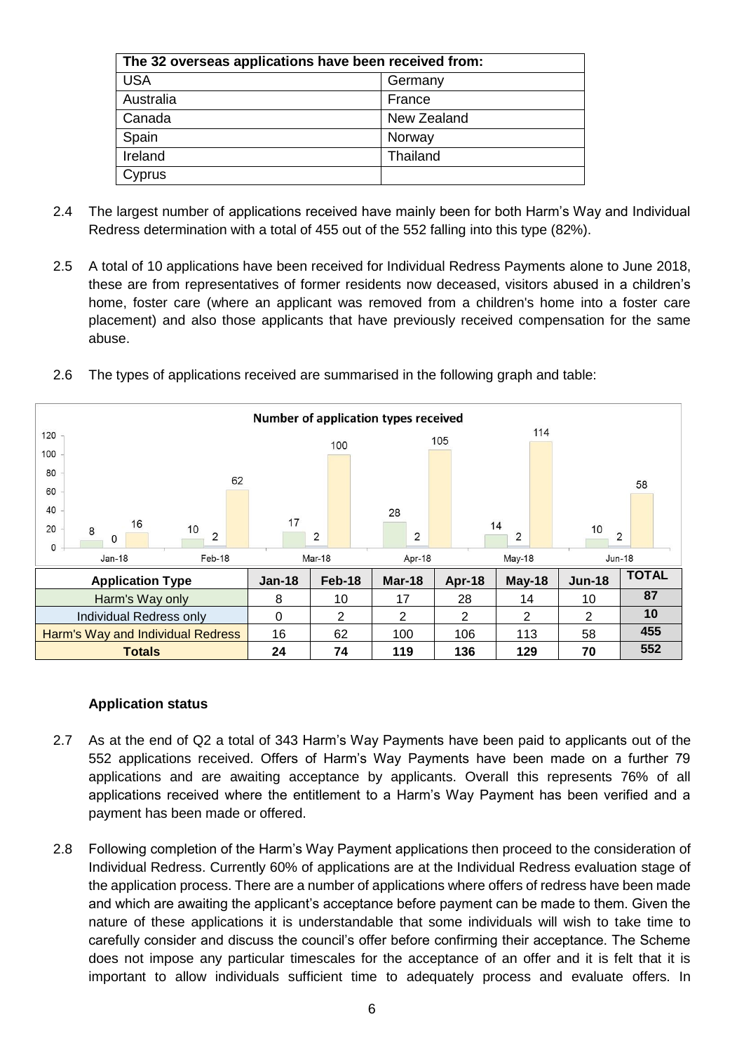| The 32 overseas applications have been received from: | |
|---|---|
| USA | Germany |
| Australia | France |
| Canada | New Zealand |
| Spain | Norway |
| Ireland | Thailand |
| Cyprus | |

2.4 The largest number of applications received have mainly been for both Harm's Way and Individual Redress determination with a total of 455 out of the 552 falling into this type (82%).

2.5 A total of 10 applications have been received for Individual Redress Payments alone to June 2018, these are from representatives of former residents now deceased, visitors abused in a children's home, foster care (where an applicant was removed from a children's home into a foster care placement) and also those applicants that have previously received compensation for the same abuse.

2.6 The types of applications received are summarised in the following graph and table:

**Number of application types received**

| Application Type | Jan-18 | Feb-18 | Mar-18 | Apr-18 | May-18 | Jun-18 | TOTAL |
|---|---|---|---|---|---|---|---|
| Harm's Way only | 8 | 10 | 17 | 28 | 14 | 10 | **87** |
| Individual Redress only | 0 | 2 | 2 | 2 | 2 | 2 | **10** |
| Harm's Way and Individual Redress | 16 | 62 | 100 | 106 | 113 | 58 | **455** |
| **Totals** | **24** | **74** | **119** | **136** | **129** | **70** | **552** |

### Application status

2.7 As at the end of Q2 a total of 343 Harm's Way Payments have been paid to applicants out of the 552 applications received. Offers of Harm's Way Payments have been made on a further 79 applications and are awaiting acceptance by applicants. Overall this represents 76% of all applications received where the entitlement to a Harm's Way Payment has been verified and a payment has been made or offered.

2.8 Following completion of the Harm's Way Payment applications then proceed to the consideration of Individual Redress. Currently 60% of applications are at the Individual Redress evaluation stage of the application process. There are a number of applications where offers of redress have been made and which are awaiting the applicant's acceptance before payment can be made to them. Given the nature of these applications it is understandable that some individuals will wish to take time to carefully consider and discuss the council's offer before confirming their acceptance. The Scheme does not impose any particular timescales for the acceptance of an offer and it is felt that it is important to allow individuals sufficient time to adequately process and evaluate offers. In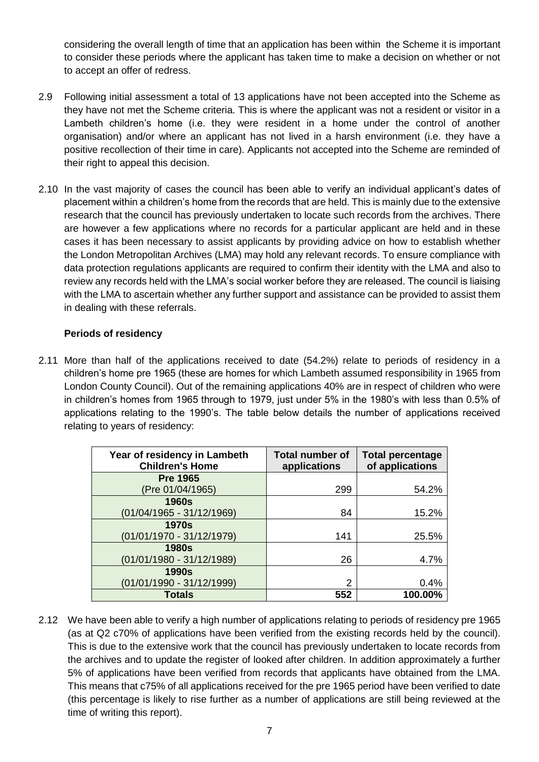considering the overall length of time that an application has been within the Scheme it is important to consider these periods where the applicant has taken time to make a decision on whether or not to accept an offer of redress.

2.9 Following initial assessment a total of 13 applications have not been accepted into the Scheme as they have not met the Scheme criteria. This is where the applicant was not a resident or visitor in a Lambeth children's home (i.e. they were resident in a home under the control of another organisation) and/or where an applicant has not lived in a harsh environment (i.e. they have a positive recollection of their time in care). Applicants not accepted into the Scheme are reminded of their right to appeal this decision.

2.10 In the vast majority of cases the council has been able to verify an individual applicant's dates of placement within a children's home from the records that are held. This is mainly due to the extensive research that the council has previously undertaken to locate such records from the archives. There are however a few applications where no records for a particular applicant are held and in these cases it has been necessary to assist applicants by providing advice on how to establish whether the London Metropolitan Archives (LMA) may hold any relevant records. To ensure compliance with data protection regulations applicants are required to confirm their identity with the LMA and also to review any records held with the LMA's social worker before they are released. The council is liaising with the LMA to ascertain whether any further support and assistance can be provided to assist them in dealing with these referrals.

**Periods of residency**

2.11 More than half of the applications received to date (54.2%) relate to periods of residency in a children's home pre 1965 (these are homes for which Lambeth assumed responsibility in 1965 from London County Council). Out of the remaining applications 40% are in respect of children who were in children's homes from 1965 through to 1979, just under 5% in the 1980's with less than 0.5% of applications relating to the 1990's. The table below details the number of applications received relating to years of residency:

| Year of residency in Lambeth Children's Home | Total number of applications | Total percentage of applications |
|---|---|---|
| **Pre 1965** (Pre 01/04/1965) | 299 | 54.2% |
| **1960s** (01/04/1965 - 31/12/1969) | 84 | 15.2% |
| **1970s** (01/01/1970 - 31/12/1979) | 141 | 25.5% |
| **1980s** (01/01/1980 - 31/12/1989) | 26 | 4.7% |
| **1990s** (01/01/1990 - 31/12/1999) | 2 | 0.4% |
| **Totals** | **552** | **100.00%** |

2.12 We have been able to verify a high number of applications relating to periods of residency pre 1965 (as at Q2 c70% of applications have been verified from the existing records held by the council). This is due to the extensive work that the council has previously undertaken to locate records from the archives and to update the register of looked after children. In addition approximately a further 5% of applications have been verified from records that applicants have obtained from the LMA. This means that c75% of all applications received for the pre 1965 period have been verified to date (this percentage is likely to rise further as a number of applications are still being reviewed at the time of writing this report).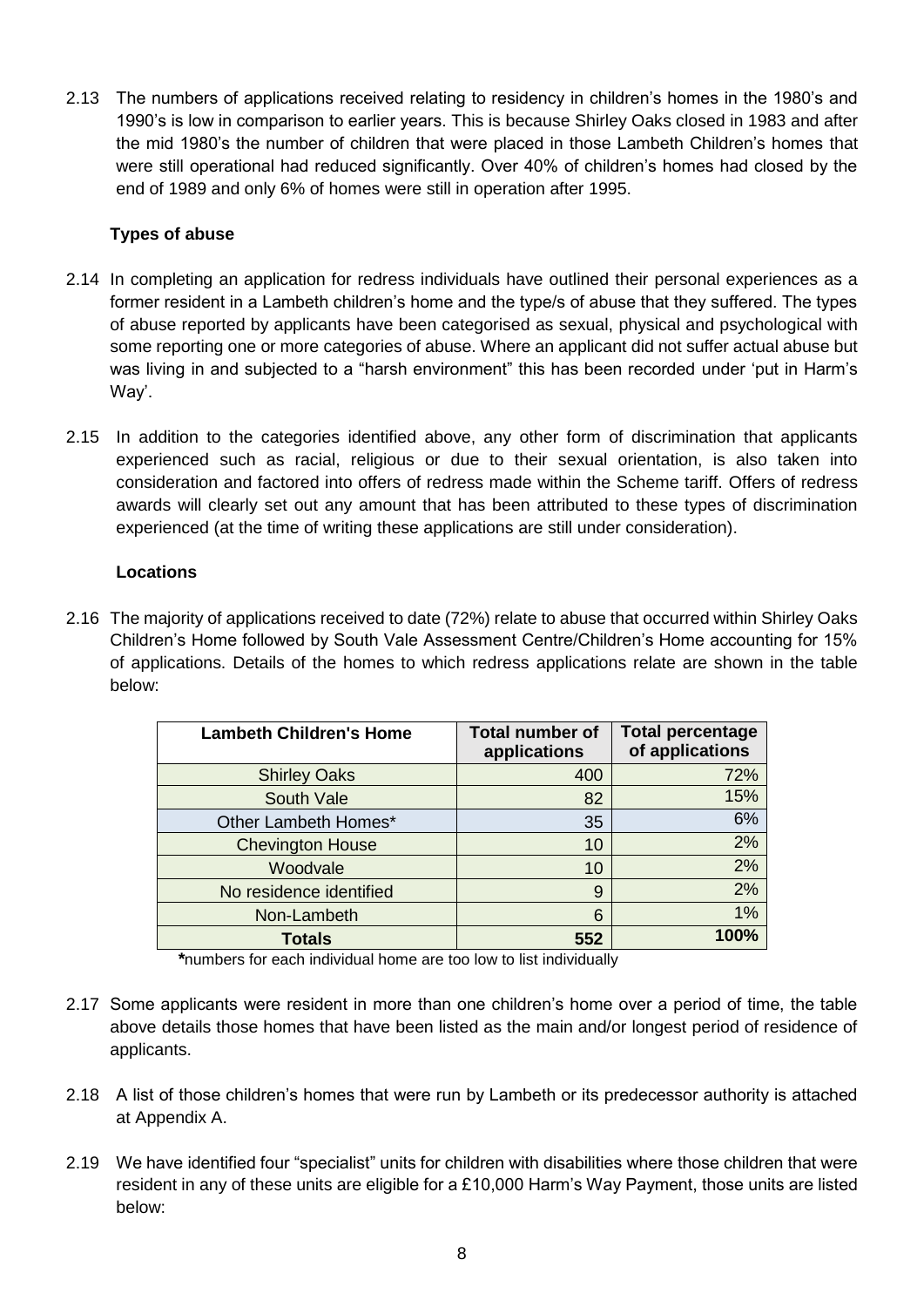2.13 The numbers of applications received relating to residency in children's homes in the 1980's and 1990's is low in comparison to earlier years. This is because Shirley Oaks closed in 1983 and after the mid 1980's the number of children that were placed in those Lambeth Children's homes that were still operational had reduced significantly. Over 40% of children's homes had closed by the end of 1989 and only 6% of homes were still in operation after 1995.

**Types of abuse**

2.14 In completing an application for redress individuals have outlined their personal experiences as a former resident in a Lambeth children's home and the type/s of abuse that they suffered. The types of abuse reported by applicants have been categorised as sexual, physical and psychological with some reporting one or more categories of abuse. Where an applicant did not suffer actual abuse but was living in and subjected to a "harsh environment" this has been recorded under 'put in Harm's Way'.

2.15 In addition to the categories identified above, any other form of discrimination that applicants experienced such as racial, religious or due to their sexual orientation, is also taken into consideration and factored into offers of redress made within the Scheme tariff. Offers of redress awards will clearly set out any amount that has been attributed to these types of discrimination experienced (at the time of writing these applications are still under consideration).

**Locations**

2.16 The majority of applications received to date (72%) relate to abuse that occurred within Shirley Oaks Children's Home followed by South Vale Assessment Centre/Children's Home accounting for 15% of applications. Details of the homes to which redress applications relate are shown in the table below:

| Lambeth Children's Home | Total number of applications | Total percentage of applications |
|---|---|---|
| Shirley Oaks | 400 | 72% |
| South Vale | 82 | 15% |
| Other Lambeth Homes* | 35 | 6% |
| Chevington House | 10 | 2% |
| Woodvale | 10 | 2% |
| No residence identified | 9 | 2% |
| Non-Lambeth | 6 | 1% |
| **Totals** | **552** | **100%** |

*numbers for each individual home are too low to list individually

2.17 Some applicants were resident in more than one children's home over a period of time, the table above details those homes that have been listed as the main and/or longest period of residence of applicants.

2.18 A list of those children's homes that were run by Lambeth or its predecessor authority is attached at Appendix A.

2.19 We have identified four "specialist" units for children with disabilities where those children that were resident in any of these units are eligible for a £10,000 Harm's Way Payment, those units are listed below: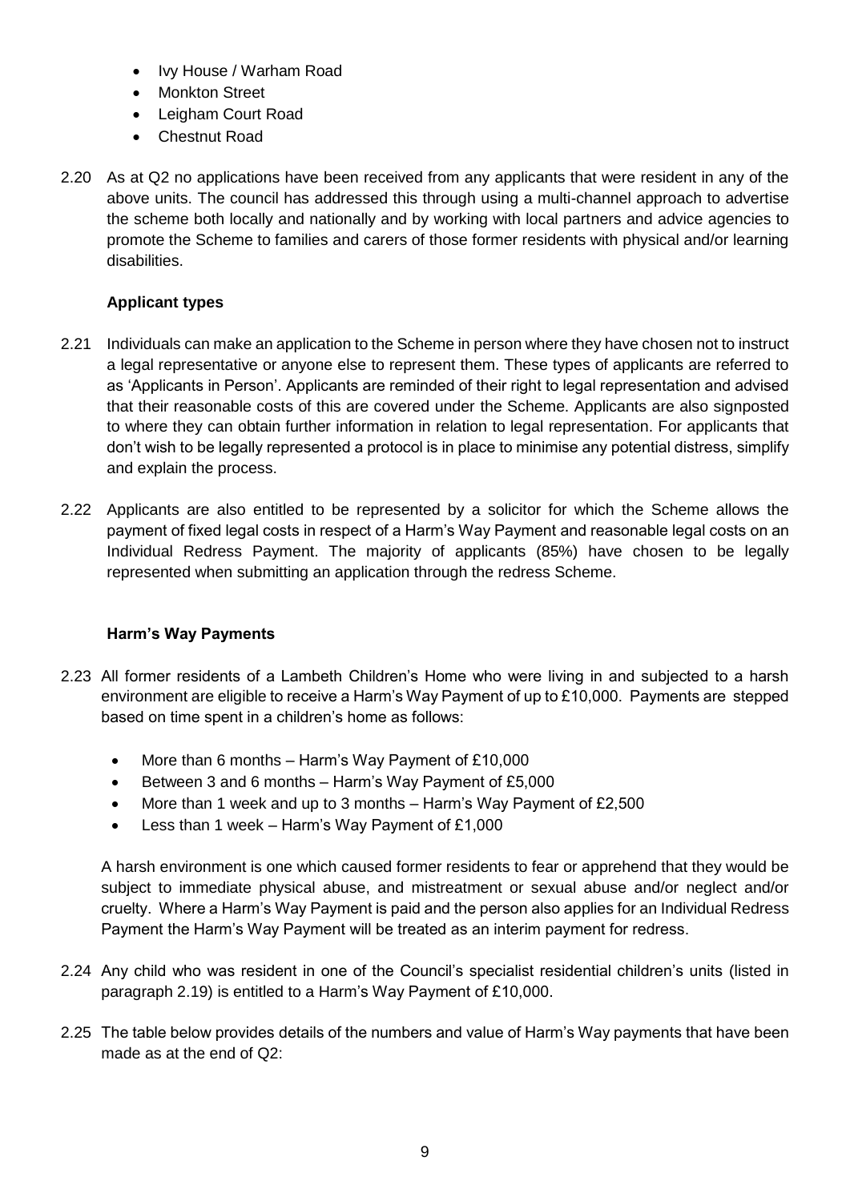- Ivy House / Warham Road
- Monkton Street
- Leigham Court Road
- Chestnut Road

2.20 As at Q2 no applications have been received from any applicants that were resident in any of the above units. The council has addressed this through using a multi-channel approach to advertise the scheme both locally and nationally and by working with local partners and advice agencies to promote the Scheme to families and carers of those former residents with physical and/or learning disabilities.

**Applicant types**

2.21 Individuals can make an application to the Scheme in person where they have chosen not to instruct a legal representative or anyone else to represent them. These types of applicants are referred to as 'Applicants in Person'. Applicants are reminded of their right to legal representation and advised that their reasonable costs of this are covered under the Scheme. Applicants are also signposted to where they can obtain further information in relation to legal representation. For applicants that don't wish to be legally represented a protocol is in place to minimise any potential distress, simplify and explain the process.

2.22 Applicants are also entitled to be represented by a solicitor for which the Scheme allows the payment of fixed legal costs in respect of a Harm's Way Payment and reasonable legal costs on an Individual Redress Payment. The majority of applicants (85%) have chosen to be legally represented when submitting an application through the redress Scheme.

**Harm's Way Payments**

2.23 All former residents of a Lambeth Children's Home who were living in and subjected to a harsh environment are eligible to receive a Harm's Way Payment of up to £10,000. Payments are stepped based on time spent in a children's home as follows:

- More than 6 months – Harm's Way Payment of £10,000
- Between 3 and 6 months – Harm's Way Payment of £5,000
- More than 1 week and up to 3 months – Harm's Way Payment of £2,500
- Less than 1 week – Harm's Way Payment of £1,000

A harsh environment is one which caused former residents to fear or apprehend that they would be subject to immediate physical abuse, and mistreatment or sexual abuse and/or neglect and/or cruelty. Where a Harm's Way Payment is paid and the person also applies for an Individual Redress Payment the Harm's Way Payment will be treated as an interim payment for redress.

2.24 Any child who was resident in one of the Council's specialist residential children's units (listed in paragraph 2.19) is entitled to a Harm's Way Payment of £10,000.

2.25 The table below provides details of the numbers and value of Harm's Way payments that have been made as at the end of Q2: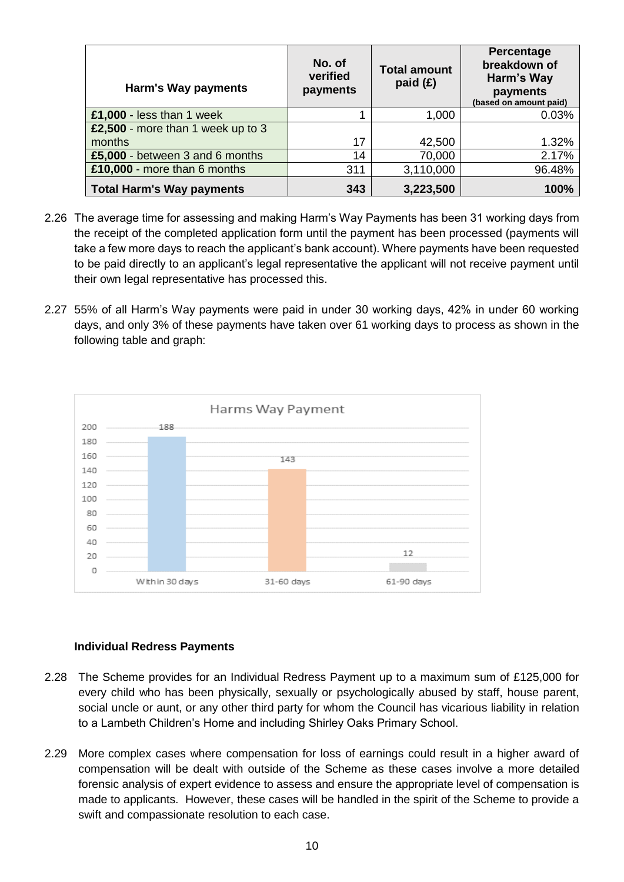| Harm's Way payments | No. of verified payments | Total amount paid (£) | Percentage breakdown of Harm's Way payments (based on amount paid) |
|---|---|---|---|
| **£1,000** - less than 1 week | 1 | 1,000 | 0.03% |
| **£2,500** - more than 1 week up to 3 months | 17 | 42,500 | 1.32% |
| **£5,000** - between 3 and 6 months | 14 | 70,000 | 2.17% |
| **£10,000** - more than 6 months | 311 | 3,110,000 | 96.48% |
| **Total Harm's Way payments** | **343** | **3,223,500** | **100%** |

2.26 The average time for assessing and making Harm's Way Payments has been 31 working days from the receipt of the completed application form until the payment has been processed (payments will take a few more days to reach the applicant's bank account). Where payments have been requested to be paid directly to an applicant's legal representative the applicant will not receive payment until their own legal representative has processed this.

2.27 55% of all Harm's Way payments were paid in under 30 working days, 42% in under 60 working days, and only 3% of these payments have taken over 61 working days to process as shown in the following table and graph:

Harms Way Payment

| Within 30 days | 31-60 days | 61-90 days |
|---|---|---|
| 188 | 143 | 12 |

**Individual Redress Payments**

2.28 The Scheme provides for an Individual Redress Payment up to a maximum sum of £125,000 for every child who has been physically, sexually or psychologically abused by staff, house parent, social uncle or aunt, or any other third party for whom the Council has vicarious liability in relation to a Lambeth Children's Home and including Shirley Oaks Primary School.

2.29 More complex cases where compensation for loss of earnings could result in a higher award of compensation will be dealt with outside of the Scheme as these cases involve a more detailed forensic analysis of expert evidence to assess and ensure the appropriate level of compensation is made to applicants. However, these cases will be handled in the spirit of the Scheme to provide a swift and compassionate resolution to each case.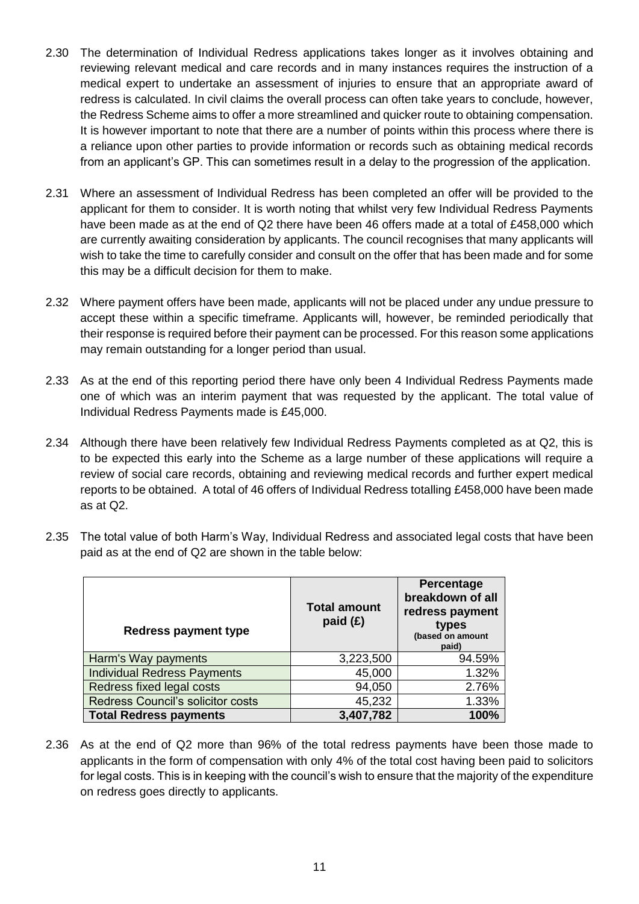2.30 The determination of Individual Redress applications takes longer as it involves obtaining and reviewing relevant medical and care records and in many instances requires the instruction of a medical expert to undertake an assessment of injuries to ensure that an appropriate award of redress is calculated. In civil claims the overall process can often take years to conclude, however, the Redress Scheme aims to offer a more streamlined and quicker route to obtaining compensation. It is however important to note that there are a number of points within this process where there is a reliance upon other parties to provide information or records such as obtaining medical records from an applicant's GP. This can sometimes result in a delay to the progression of the application.

2.31 Where an assessment of Individual Redress has been completed an offer will be provided to the applicant for them to consider. It is worth noting that whilst very few Individual Redress Payments have been made as at the end of Q2 there have been 46 offers made at a total of £458,000 which are currently awaiting consideration by applicants. The council recognises that many applicants will wish to take the time to carefully consider and consult on the offer that has been made and for some this may be a difficult decision for them to make.

2.32 Where payment offers have been made, applicants will not be placed under any undue pressure to accept these within a specific timeframe. Applicants will, however, be reminded periodically that their response is required before their payment can be processed. For this reason some applications may remain outstanding for a longer period than usual.

2.33 As at the end of this reporting period there have only been 4 Individual Redress Payments made one of which was an interim payment that was requested by the applicant. The total value of Individual Redress Payments made is £45,000.

2.34 Although there have been relatively few Individual Redress Payments completed as at Q2, this is to be expected this early into the Scheme as a large number of these applications will require a review of social care records, obtaining and reviewing medical records and further expert medical reports to be obtained. A total of 46 offers of Individual Redress totalling £458,000 have been made as at Q2.

2.35 The total value of both Harm's Way, Individual Redress and associated legal costs that have been paid as at the end of Q2 are shown in the table below:

| Redress payment type | Total amount paid (£) | Percentage breakdown of all redress payment types (based on amount paid) |
|---|---|---|
| Harm's Way payments | 3,223,500 | 94.59% |
| Individual Redress Payments | 45,000 | 1.32% |
| Redress fixed legal costs | 94,050 | 2.76% |
| Redress Council's solicitor costs | 45,232 | 1.33% |
| **Total Redress payments** | **3,407,782** | **100%** |

2.36 As at the end of Q2 more than 96% of the total redress payments have been those made to applicants in the form of compensation with only 4% of the total cost having been paid to solicitors for legal costs. This is in keeping with the council's wish to ensure that the majority of the expenditure on redress goes directly to applicants.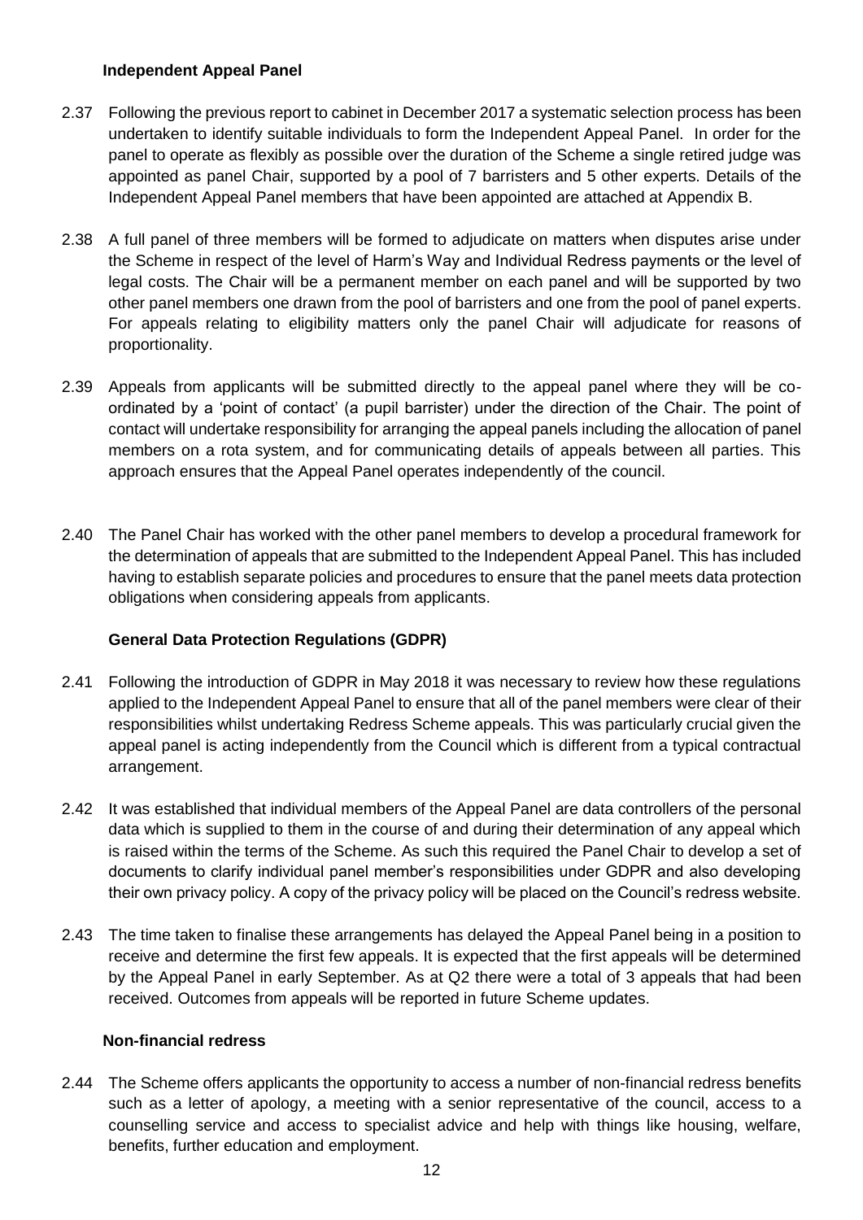### Independent Appeal Panel

2.37 Following the previous report to cabinet in December 2017 a systematic selection process has been undertaken to identify suitable individuals to form the Independent Appeal Panel. In order for the panel to operate as flexibly as possible over the duration of the Scheme a single retired judge was appointed as panel Chair, supported by a pool of 7 barristers and 5 other experts. Details of the Independent Appeal Panel members that have been appointed are attached at Appendix B.

2.38 A full panel of three members will be formed to adjudicate on matters when disputes arise under the Scheme in respect of the level of Harm's Way and Individual Redress payments or the level of legal costs. The Chair will be a permanent member on each panel and will be supported by two other panel members one drawn from the pool of barristers and one from the pool of panel experts. For appeals relating to eligibility matters only the panel Chair will adjudicate for reasons of proportionality.

2.39 Appeals from applicants will be submitted directly to the appeal panel where they will be co-ordinated by a 'point of contact' (a pupil barrister) under the direction of the Chair. The point of contact will undertake responsibility for arranging the appeal panels including the allocation of panel members on a rota system, and for communicating details of appeals between all parties. This approach ensures that the Appeal Panel operates independently of the council.

2.40 The Panel Chair has worked with the other panel members to develop a procedural framework for the determination of appeals that are submitted to the Independent Appeal Panel. This has included having to establish separate policies and procedures to ensure that the panel meets data protection obligations when considering appeals from applicants.

### General Data Protection Regulations (GDPR)

2.41 Following the introduction of GDPR in May 2018 it was necessary to review how these regulations applied to the Independent Appeal Panel to ensure that all of the panel members were clear of their responsibilities whilst undertaking Redress Scheme appeals. This was particularly crucial given the appeal panel is acting independently from the Council which is different from a typical contractual arrangement.

2.42 It was established that individual members of the Appeal Panel are data controllers of the personal data which is supplied to them in the course of and during their determination of any appeal which is raised within the terms of the Scheme. As such this required the Panel Chair to develop a set of documents to clarify individual panel member's responsibilities under GDPR and also developing their own privacy policy. A copy of the privacy policy will be placed on the Council's redress website.

2.43 The time taken to finalise these arrangements has delayed the Appeal Panel being in a position to receive and determine the first few appeals. It is expected that the first appeals will be determined by the Appeal Panel in early September. As at Q2 there were a total of 3 appeals that had been received. Outcomes from appeals will be reported in future Scheme updates.

### Non-financial redress

2.44 The Scheme offers applicants the opportunity to access a number of non-financial redress benefits such as a letter of apology, a meeting with a senior representative of the council, access to a counselling service and access to specialist advice and help with things like housing, welfare, benefits, further education and employment.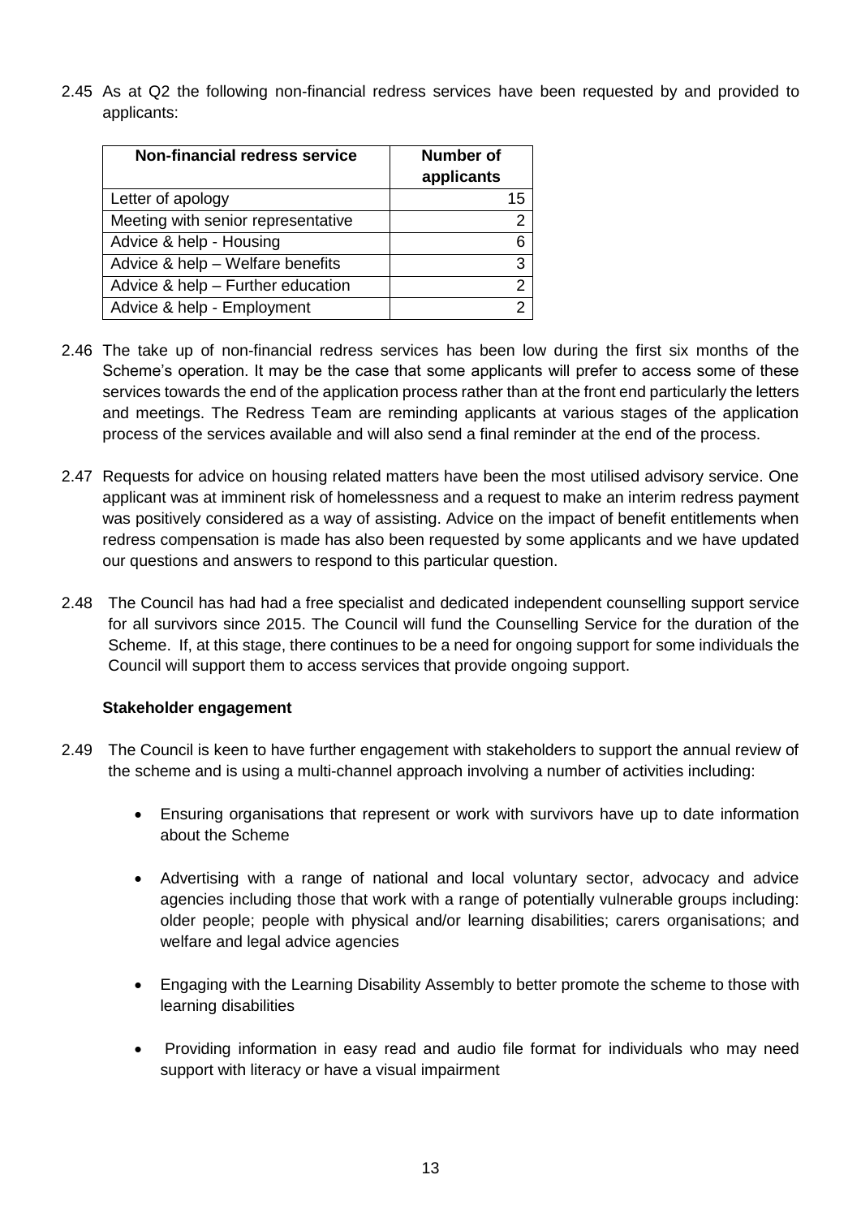2.45 As at Q2 the following non-financial redress services have been requested by and provided to applicants:

| Non-financial redress service | Number of applicants |
|---|---|
| Letter of apology | 15 |
| Meeting with senior representative | 2 |
| Advice & help - Housing | 6 |
| Advice & help – Welfare benefits | 3 |
| Advice & help – Further education | 2 |
| Advice & help - Employment | 2 |

2.46 The take up of non-financial redress services has been low during the first six months of the Scheme's operation. It may be the case that some applicants will prefer to access some of these services towards the end of the application process rather than at the front end particularly the letters and meetings. The Redress Team are reminding applicants at various stages of the application process of the services available and will also send a final reminder at the end of the process.

2.47 Requests for advice on housing related matters have been the most utilised advisory service. One applicant was at imminent risk of homelessness and a request to make an interim redress payment was positively considered as a way of assisting. Advice on the impact of benefit entitlements when redress compensation is made has also been requested by some applicants and we have updated our questions and answers to respond to this particular question.

2.48 The Council has had had a free specialist and dedicated independent counselling support service for all survivors since 2015. The Council will fund the Counselling Service for the duration of the Scheme. If, at this stage, there continues to be a need for ongoing support for some individuals the Council will support them to access services that provide ongoing support.

**Stakeholder engagement**

2.49 The Council is keen to have further engagement with stakeholders to support the annual review of the scheme and is using a multi-channel approach involving a number of activities including:

- Ensuring organisations that represent or work with survivors have up to date information about the Scheme
- Advertising with a range of national and local voluntary sector, advocacy and advice agencies including those that work with a range of potentially vulnerable groups including: older people; people with physical and/or learning disabilities; carers organisations; and welfare and legal advice agencies
- Engaging with the Learning Disability Assembly to better promote the scheme to those with learning disabilities
- Providing information in easy read and audio file format for individuals who may need support with literacy or have a visual impairment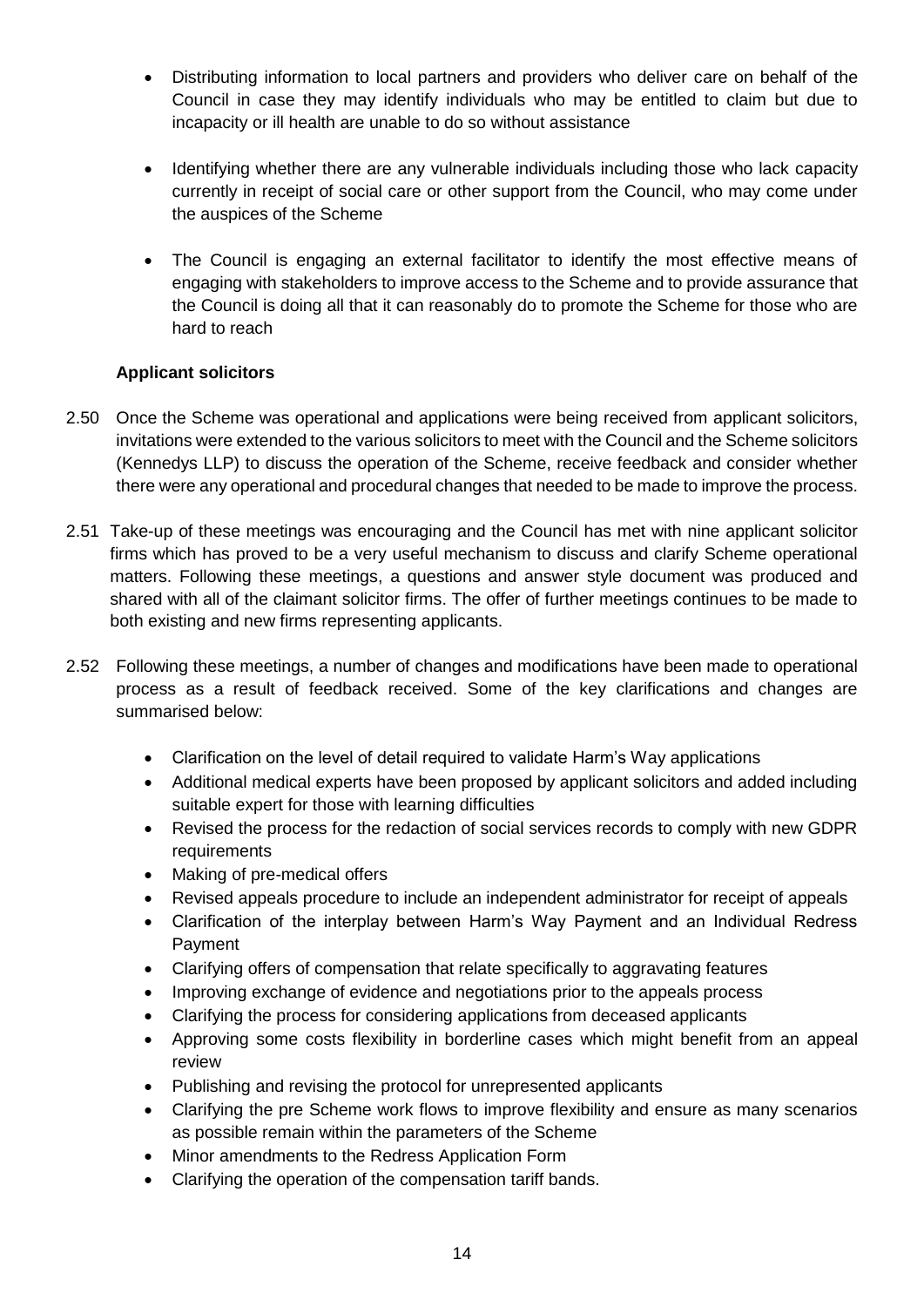- Distributing information to local partners and providers who deliver care on behalf of the Council in case they may identify individuals who may be entitled to claim but due to incapacity or ill health are unable to do so without assistance

- Identifying whether there are any vulnerable individuals including those who lack capacity currently in receipt of social care or other support from the Council, who may come under the auspices of the Scheme

- The Council is engaging an external facilitator to identify the most effective means of engaging with stakeholders to improve access to the Scheme and to provide assurance that the Council is doing all that it can reasonably do to promote the Scheme for those who are hard to reach

**Applicant solicitors**

2.50 Once the Scheme was operational and applications were being received from applicant solicitors, invitations were extended to the various solicitors to meet with the Council and the Scheme solicitors (Kennedys LLP) to discuss the operation of the Scheme, receive feedback and consider whether there were any operational and procedural changes that needed to be made to improve the process.

2.51 Take-up of these meetings was encouraging and the Council has met with nine applicant solicitor firms which has proved to be a very useful mechanism to discuss and clarify Scheme operational matters. Following these meetings, a questions and answer style document was produced and shared with all of the claimant solicitor firms. The offer of further meetings continues to be made to both existing and new firms representing applicants.

2.52 Following these meetings, a number of changes and modifications have been made to operational process as a result of feedback received. Some of the key clarifications and changes are summarised below:

- Clarification on the level of detail required to validate Harm's Way applications
- Additional medical experts have been proposed by applicant solicitors and added including suitable expert for those with learning difficulties
- Revised the process for the redaction of social services records to comply with new GDPR requirements
- Making of pre-medical offers
- Revised appeals procedure to include an independent administrator for receipt of appeals
- Clarification of the interplay between Harm's Way Payment and an Individual Redress Payment
- Clarifying offers of compensation that relate specifically to aggravating features
- Improving exchange of evidence and negotiations prior to the appeals process
- Clarifying the process for considering applications from deceased applicants
- Approving some costs flexibility in borderline cases which might benefit from an appeal review
- Publishing and revising the protocol for unrepresented applicants
- Clarifying the pre Scheme work flows to improve flexibility and ensure as many scenarios as possible remain within the parameters of the Scheme
- Minor amendments to the Redress Application Form
- Clarifying the operation of the compensation tariff bands.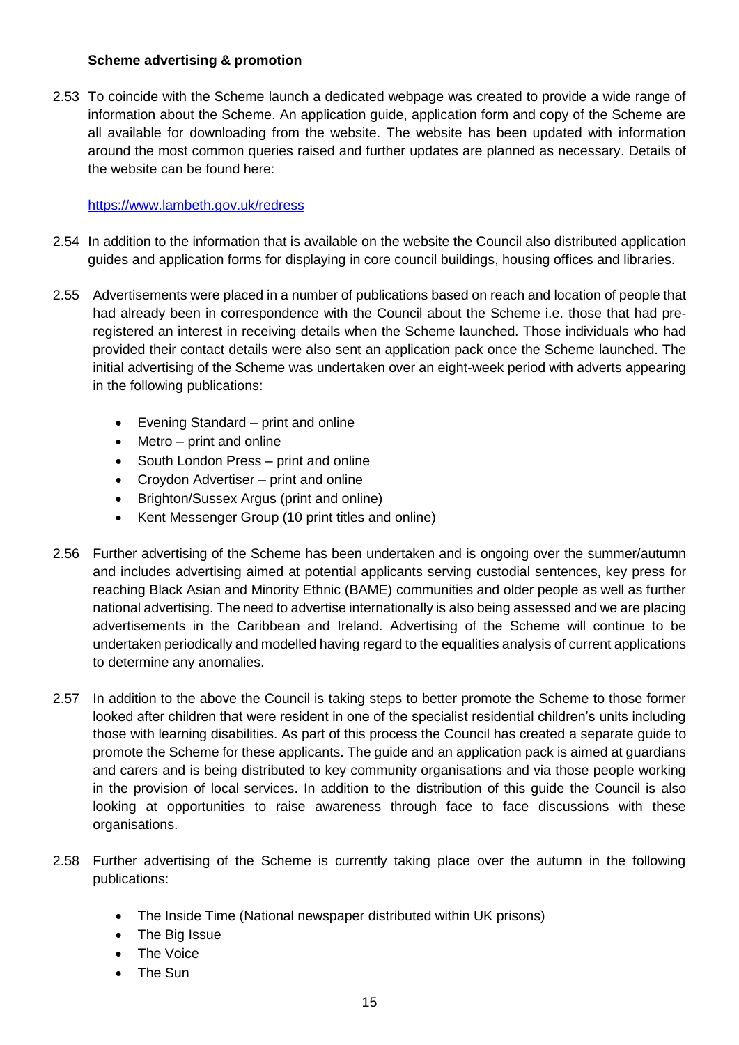**Scheme advertising & promotion**

2.53 To coincide with the Scheme launch a dedicated webpage was created to provide a wide range of information about the Scheme. An application guide, application form and copy of the Scheme are all available for downloading from the website. The website has been updated with information around the most common queries raised and further updates are planned as necessary. Details of the website can be found here:

[https://www.lambeth.gov.uk/redress](https://www.lambeth.gov.uk/redress)

2.54 In addition to the information that is available on the website the Council also distributed application guides and application forms for displaying in core council buildings, housing offices and libraries.

2.55 Advertisements were placed in a number of publications based on reach and location of people that had already been in correspondence with the Council about the Scheme i.e. those that had pre-registered an interest in receiving details when the Scheme launched. Those individuals who had provided their contact details were also sent an application pack once the Scheme launched. The initial advertising of the Scheme was undertaken over an eight-week period with adverts appearing in the following publications:

- Evening Standard – print and online
- Metro – print and online
- South London Press – print and online
- Croydon Advertiser – print and online
- Brighton/Sussex Argus (print and online)
- Kent Messenger Group (10 print titles and online)

2.56 Further advertising of the Scheme has been undertaken and is ongoing over the summer/autumn and includes advertising aimed at potential applicants serving custodial sentences, key press for reaching Black Asian and Minority Ethnic (BAME) communities and older people as well as further national advertising. The need to advertise internationally is also being assessed and we are placing advertisements in the Caribbean and Ireland. Advertising of the Scheme will continue to be undertaken periodically and modelled having regard to the equalities analysis of current applications to determine any anomalies.

2.57 In addition to the above the Council is taking steps to better promote the Scheme to those former looked after children that were resident in one of the specialist residential children's units including those with learning disabilities. As part of this process the Council has created a separate guide to promote the Scheme for these applicants. The guide and an application pack is aimed at guardians and carers and is being distributed to key community organisations and via those people working in the provision of local services. In addition to the distribution of this guide the Council is also looking at opportunities to raise awareness through face to face discussions with these organisations.

2.58 Further advertising of the Scheme is currently taking place over the autumn in the following publications:

- The Inside Time (National newspaper distributed within UK prisons)
- The Big Issue
- The Voice
- The Sun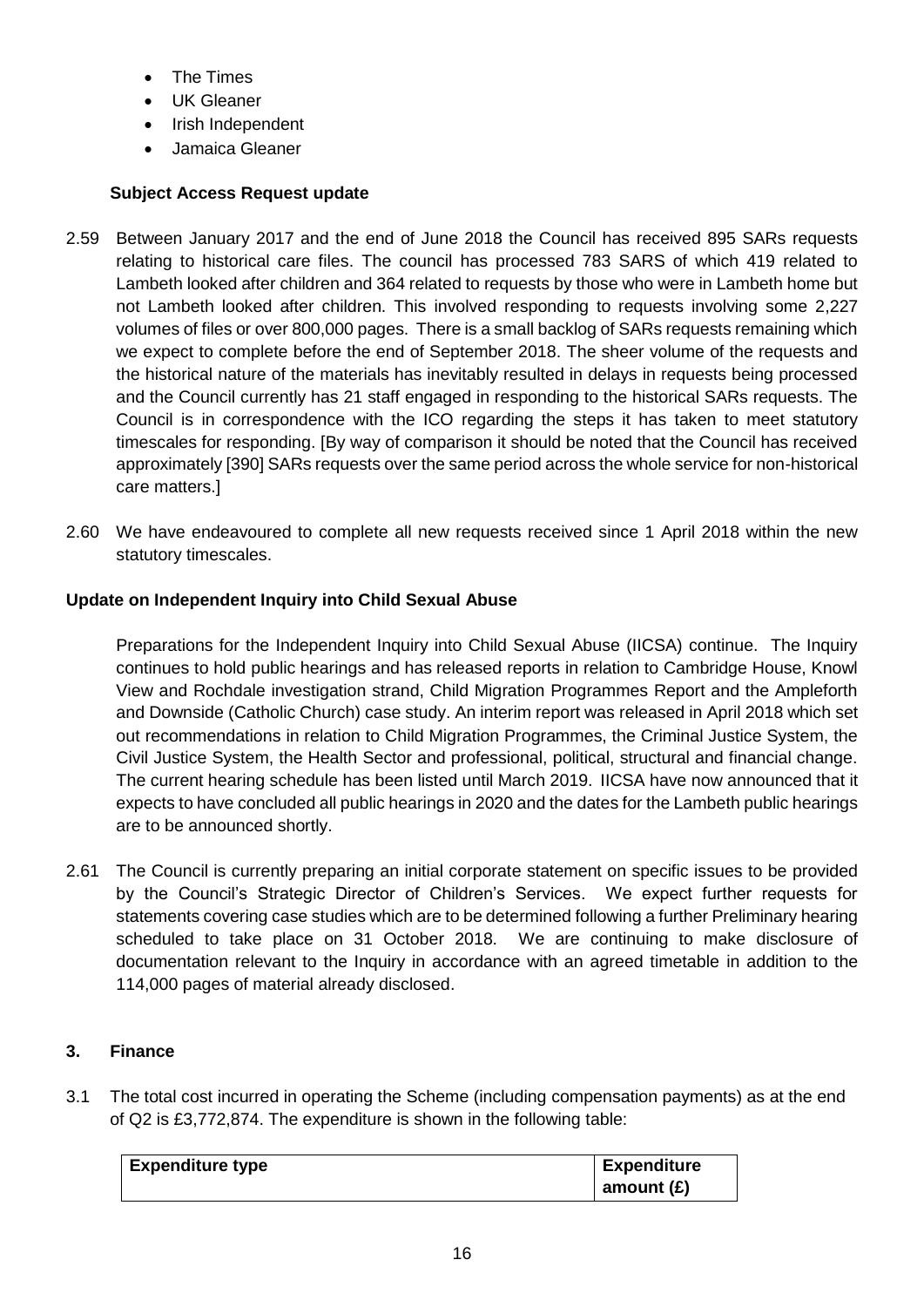- The Times
- UK Gleaner
- Irish Independent
- Jamaica Gleaner

**Subject Access Request update**

2.59 Between January 2017 and the end of June 2018 the Council has received 895 SARs requests relating to historical care files. The council has processed 783 SARS of which 419 related to Lambeth looked after children and 364 related to requests by those who were in Lambeth home but not Lambeth looked after children. This involved responding to requests involving some 2,227 volumes of files or over 800,000 pages. There is a small backlog of SARs requests remaining which we expect to complete before the end of September 2018. The sheer volume of the requests and the historical nature of the materials has inevitably resulted in delays in requests being processed and the Council currently has 21 staff engaged in responding to the historical SARs requests. The Council is in correspondence with the ICO regarding the steps it has taken to meet statutory timescales for responding. [By way of comparison it should be noted that the Council has received approximately [390] SARs requests over the same period across the whole service for non-historical care matters.]

2.60 We have endeavoured to complete all new requests received since 1 April 2018 within the new statutory timescales.

**Update on Independent Inquiry into Child Sexual Abuse**

Preparations for the Independent Inquiry into Child Sexual Abuse (IICSA) continue. The Inquiry continues to hold public hearings and has released reports in relation to Cambridge House, Knowl View and Rochdale investigation strand, Child Migration Programmes Report and the Ampleforth and Downside (Catholic Church) case study. An interim report was released in April 2018 which set out recommendations in relation to Child Migration Programmes, the Criminal Justice System, the Civil Justice System, the Health Sector and professional, political, structural and financial change. The current hearing schedule has been listed until March 2019. IICSA have now announced that it expects to have concluded all public hearings in 2020 and the dates for the Lambeth public hearings are to be announced shortly.

2.61 The Council is currently preparing an initial corporate statement on specific issues to be provided by the Council's Strategic Director of Children's Services. We expect further requests for statements covering case studies which are to be determined following a further Preliminary hearing scheduled to take place on 31 October 2018. We are continuing to make disclosure of documentation relevant to the Inquiry in accordance with an agreed timetable in addition to the 114,000 pages of material already disclosed.

## 3. Finance

3.1 The total cost incurred in operating the Scheme (including compensation payments) as at the end of Q2 is £3,772,874. The expenditure is shown in the following table:

| Expenditure type | Expenditure amount (£) |
| --- | --- |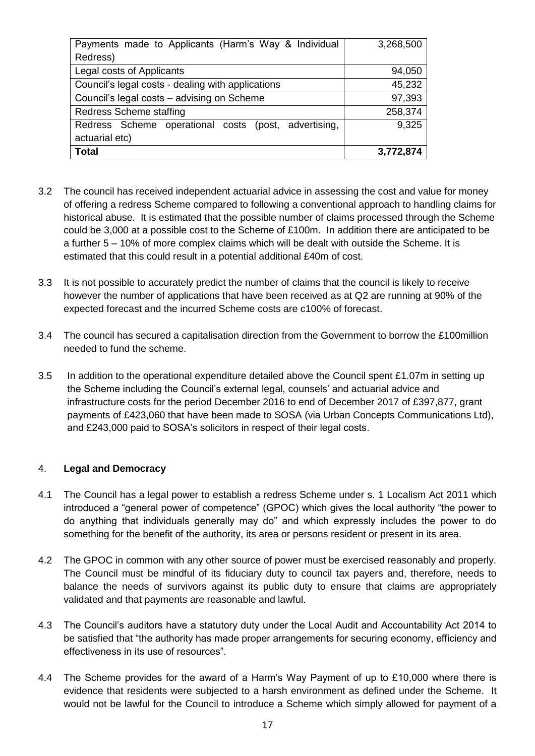| Payments made to Applicants (Harm's Way & Individual Redress) | 3,268,500 |
| --- | --- |
| Legal costs of Applicants | 94,050 |
| Council's legal costs - dealing with applications | 45,232 |
| Council's legal costs – advising on Scheme | 97,393 |
| Redress Scheme staffing | 258,374 |
| Redress Scheme operational costs (post, advertising, actuarial etc) | 9,325 |
| **Total** | **3,772,874** |

3.2 The council has received independent actuarial advice in assessing the cost and value for money of offering a redress Scheme compared to following a conventional approach to handling claims for historical abuse. It is estimated that the possible number of claims processed through the Scheme could be 3,000 at a possible cost to the Scheme of £100m. In addition there are anticipated to be a further 5 – 10% of more complex claims which will be dealt with outside the Scheme. It is estimated that this could result in a potential additional £40m of cost.

3.3 It is not possible to accurately predict the number of claims that the council is likely to receive however the number of applications that have been received as at Q2 are running at 90% of the expected forecast and the incurred Scheme costs are c100% of forecast.

3.4 The council has secured a capitalisation direction from the Government to borrow the £100million needed to fund the scheme.

3.5 In addition to the operational expenditure detailed above the Council spent £1.07m in setting up the Scheme including the Council's external legal, counsels' and actuarial advice and infrastructure costs for the period December 2016 to end of December 2017 of £397,877, grant payments of £423,060 that have been made to SOSA (via Urban Concepts Communications Ltd), and £243,000 paid to SOSA's solicitors in respect of their legal costs.

## 4. Legal and Democracy

4.1 The Council has a legal power to establish a redress Scheme under s. 1 Localism Act 2011 which introduced a "general power of competence" (GPOC) which gives the local authority "the power to do anything that individuals generally may do" and which expressly includes the power to do something for the benefit of the authority, its area or persons resident or present in its area.

4.2 The GPOC in common with any other source of power must be exercised reasonably and properly. The Council must be mindful of its fiduciary duty to council tax payers and, therefore, needs to balance the needs of survivors against its public duty to ensure that claims are appropriately validated and that payments are reasonable and lawful.

4.3 The Council's auditors have a statutory duty under the Local Audit and Accountability Act 2014 to be satisfied that "the authority has made proper arrangements for securing economy, efficiency and effectiveness in its use of resources".

4.4 The Scheme provides for the award of a Harm's Way Payment of up to £10,000 where there is evidence that residents were subjected to a harsh environment as defined under the Scheme. It would not be lawful for the Council to introduce a Scheme which simply allowed for payment of a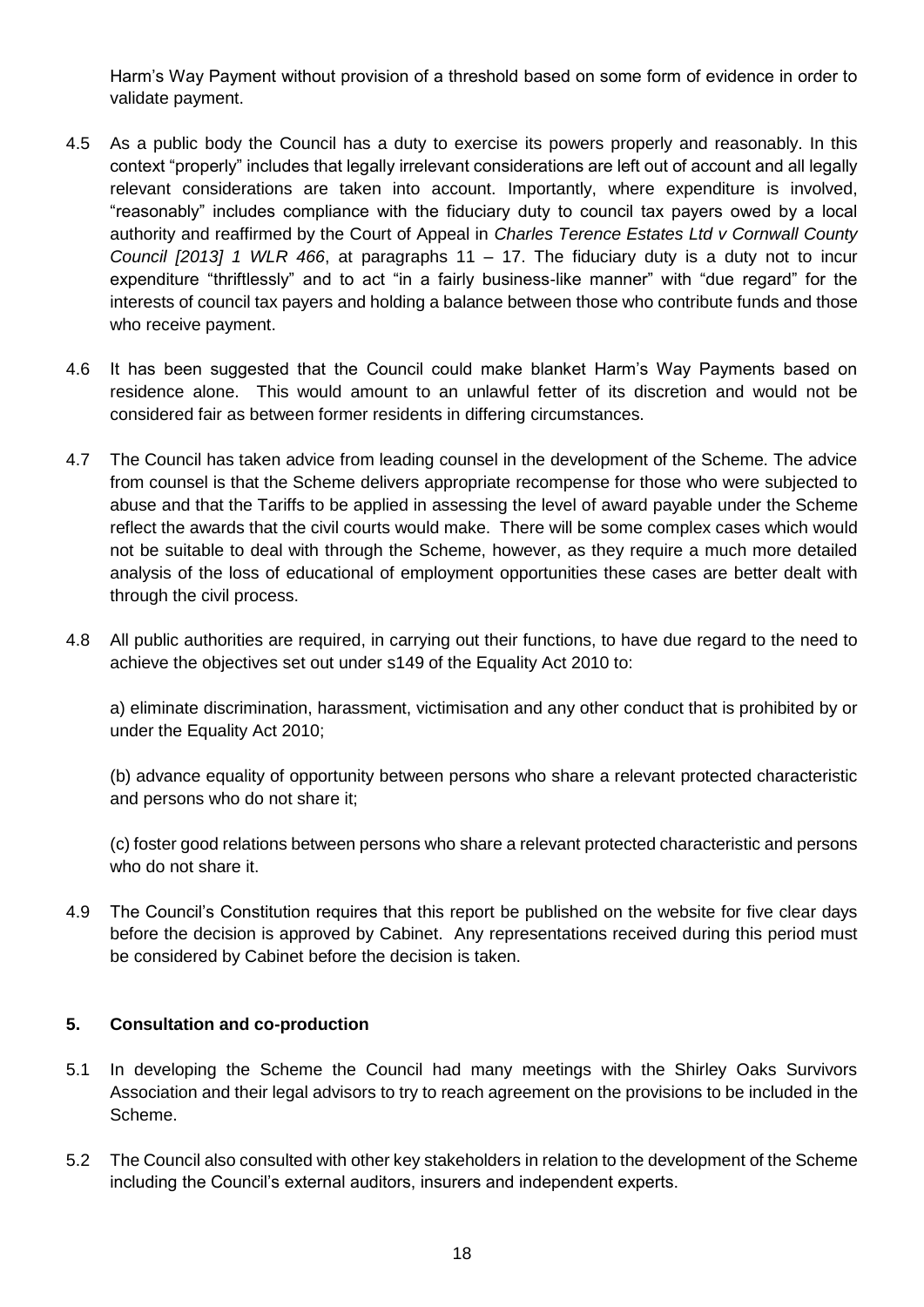Harm's Way Payment without provision of a threshold based on some form of evidence in order to validate payment.

4.5 As a public body the Council has a duty to exercise its powers properly and reasonably. In this context "properly" includes that legally irrelevant considerations are left out of account and all legally relevant considerations are taken into account. Importantly, where expenditure is involved, "reasonably" includes compliance with the fiduciary duty to council tax payers owed by a local authority and reaffirmed by the Court of Appeal in *Charles Terence Estates Ltd v Cornwall County Council [2013] 1 WLR 466*, at paragraphs 11 – 17. The fiduciary duty is a duty not to incur expenditure "thriftlessly" and to act "in a fairly business-like manner" with "due regard" for the interests of council tax payers and holding a balance between those who contribute funds and those who receive payment.

4.6 It has been suggested that the Council could make blanket Harm's Way Payments based on residence alone. This would amount to an unlawful fetter of its discretion and would not be considered fair as between former residents in differing circumstances.

4.7 The Council has taken advice from leading counsel in the development of the Scheme. The advice from counsel is that the Scheme delivers appropriate recompense for those who were subjected to abuse and that the Tariffs to be applied in assessing the level of award payable under the Scheme reflect the awards that the civil courts would make. There will be some complex cases which would not be suitable to deal with through the Scheme, however, as they require a much more detailed analysis of the loss of educational of employment opportunities these cases are better dealt with through the civil process.

4.8 All public authorities are required, in carrying out their functions, to have due regard to the need to achieve the objectives set out under s149 of the Equality Act 2010 to:

a) eliminate discrimination, harassment, victimisation and any other conduct that is prohibited by or under the Equality Act 2010;

(b) advance equality of opportunity between persons who share a relevant protected characteristic and persons who do not share it;

(c) foster good relations between persons who share a relevant protected characteristic and persons who do not share it.

4.9 The Council's Constitution requires that this report be published on the website for five clear days before the decision is approved by Cabinet. Any representations received during this period must be considered by Cabinet before the decision is taken.

## 5. Consultation and co-production

5.1 In developing the Scheme the Council had many meetings with the Shirley Oaks Survivors Association and their legal advisors to try to reach agreement on the provisions to be included in the Scheme.

5.2 The Council also consulted with other key stakeholders in relation to the development of the Scheme including the Council's external auditors, insurers and independent experts.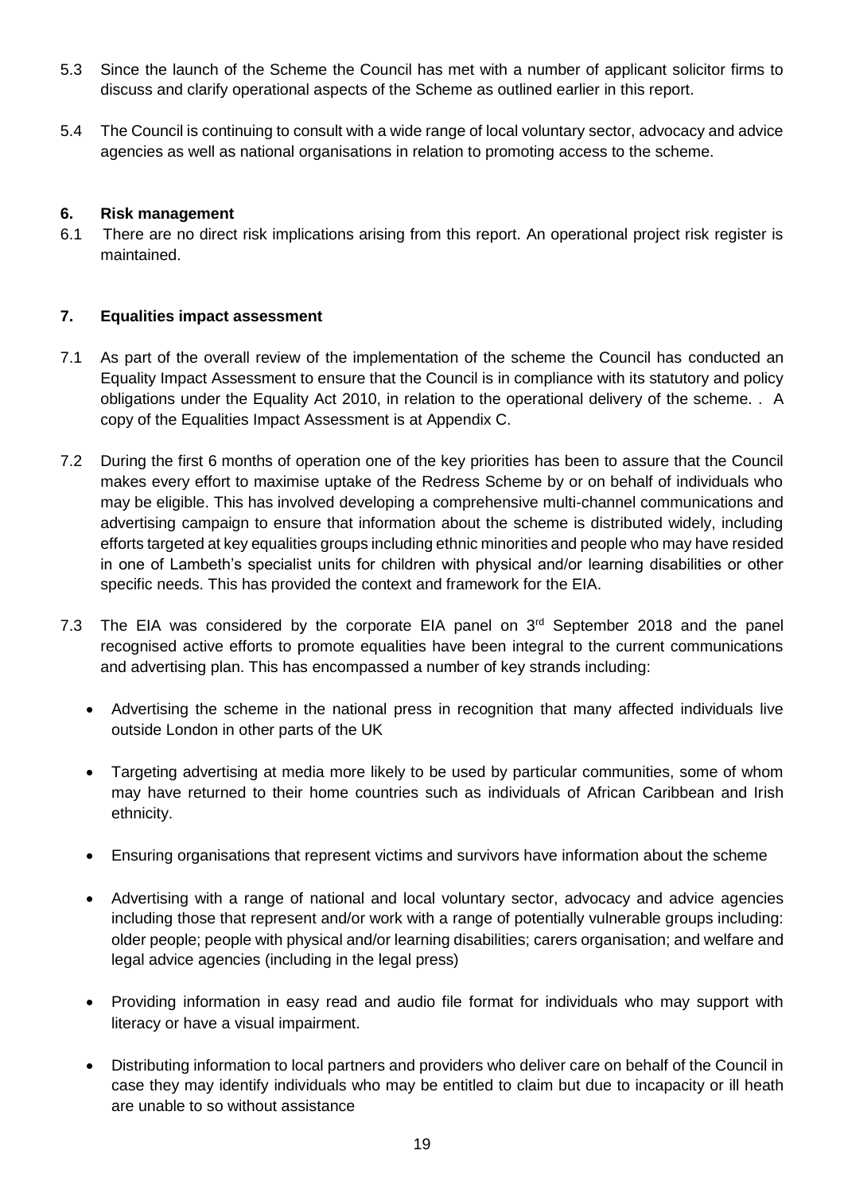5.3 Since the launch of the Scheme the Council has met with a number of applicant solicitor firms to discuss and clarify operational aspects of the Scheme as outlined earlier in this report.

5.4 The Council is continuing to consult with a wide range of local voluntary sector, advocacy and advice agencies as well as national organisations in relation to promoting access to the scheme.

## 6. Risk management

6.1 There are no direct risk implications arising from this report. An operational project risk register is maintained.

## 7. Equalities impact assessment

7.1 As part of the overall review of the implementation of the scheme the Council has conducted an Equality Impact Assessment to ensure that the Council is in compliance with its statutory and policy obligations under the Equality Act 2010, in relation to the operational delivery of the scheme. . A copy of the Equalities Impact Assessment is at Appendix C.

7.2 During the first 6 months of operation one of the key priorities has been to assure that the Council makes every effort to maximise uptake of the Redress Scheme by or on behalf of individuals who may be eligible. This has involved developing a comprehensive multi-channel communications and advertising campaign to ensure that information about the scheme is distributed widely, including efforts targeted at key equalities groups including ethnic minorities and people who may have resided in one of Lambeth's specialist units for children with physical and/or learning disabilities or other specific needs. This has provided the context and framework for the EIA.

7.3 The EIA was considered by the corporate EIA panel on 3rd September 2018 and the panel recognised active efforts to promote equalities have been integral to the current communications and advertising plan. This has encompassed a number of key strands including:

- Advertising the scheme in the national press in recognition that many affected individuals live outside London in other parts of the UK
- Targeting advertising at media more likely to be used by particular communities, some of whom may have returned to their home countries such as individuals of African Caribbean and Irish ethnicity.
- Ensuring organisations that represent victims and survivors have information about the scheme
- Advertising with a range of national and local voluntary sector, advocacy and advice agencies including those that represent and/or work with a range of potentially vulnerable groups including: older people; people with physical and/or learning disabilities; carers organisation; and welfare and legal advice agencies (including in the legal press)
- Providing information in easy read and audio file format for individuals who may support with literacy or have a visual impairment.
- Distributing information to local partners and providers who deliver care on behalf of the Council in case they may identify individuals who may be entitled to claim but due to incapacity or ill heath are unable to so without assistance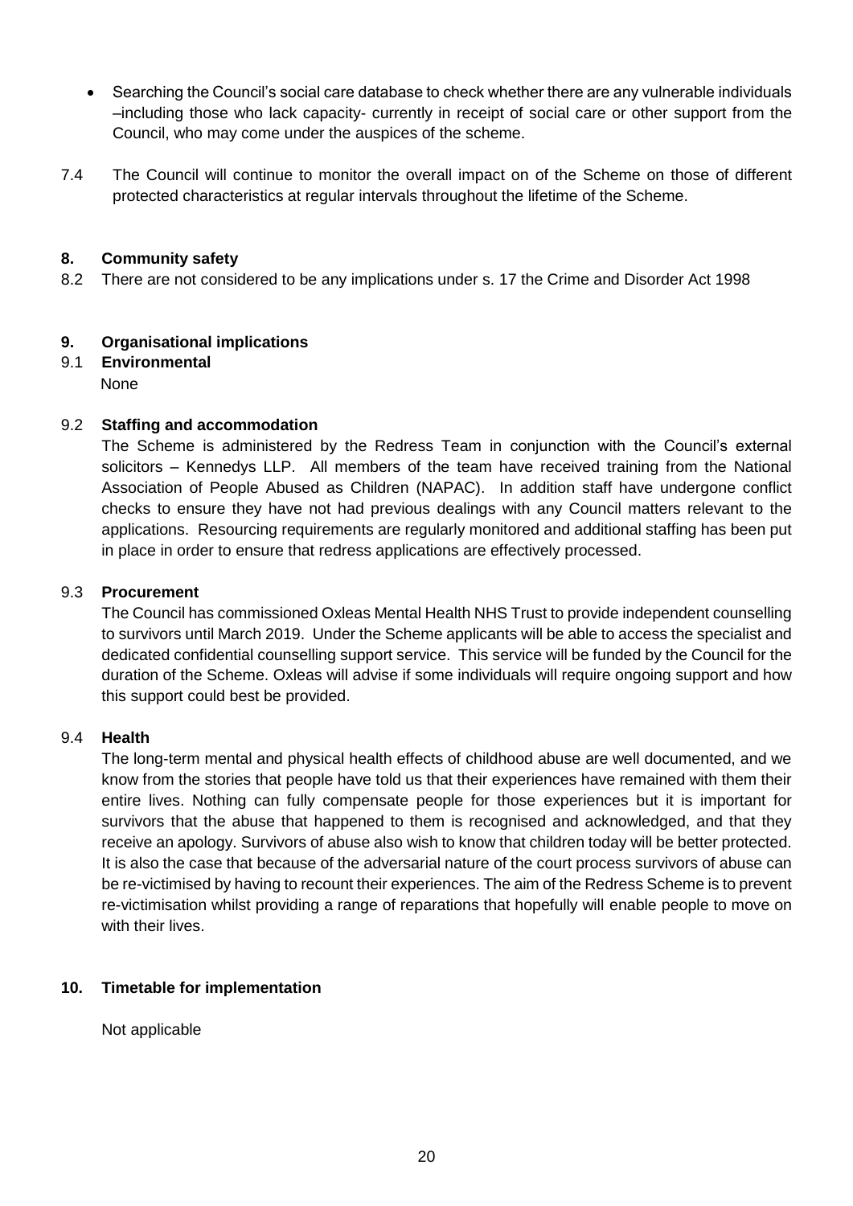- Searching the Council's social care database to check whether there are any vulnerable individuals –including those who lack capacity- currently in receipt of social care or other support from the Council, who may come under the auspices of the scheme.

7.4 The Council will continue to monitor the overall impact on of the Scheme on those of different protected characteristics at regular intervals throughout the lifetime of the Scheme.

## 8. Community safety

8.2 There are not considered to be any implications under s. 17 the Crime and Disorder Act 1998

## 9. Organisational implications

### 9.1 Environmental

None

### 9.2 Staffing and accommodation

The Scheme is administered by the Redress Team in conjunction with the Council's external solicitors – Kennedys LLP. All members of the team have received training from the National Association of People Abused as Children (NAPAC). In addition staff have undergone conflict checks to ensure they have not had previous dealings with any Council matters relevant to the applications. Resourcing requirements are regularly monitored and additional staffing has been put in place in order to ensure that redress applications are effectively processed.

### 9.3 Procurement

The Council has commissioned Oxleas Mental Health NHS Trust to provide independent counselling to survivors until March 2019. Under the Scheme applicants will be able to access the specialist and dedicated confidential counselling support service. This service will be funded by the Council for the duration of the Scheme. Oxleas will advise if some individuals will require ongoing support and how this support could best be provided.

### 9.4 Health

The long-term mental and physical health effects of childhood abuse are well documented, and we know from the stories that people have told us that their experiences have remained with them their entire lives. Nothing can fully compensate people for those experiences but it is important for survivors that the abuse that happened to them is recognised and acknowledged, and that they receive an apology. Survivors of abuse also wish to know that children today will be better protected. It is also the case that because of the adversarial nature of the court process survivors of abuse can be re-victimised by having to recount their experiences. The aim of the Redress Scheme is to prevent re-victimisation whilst providing a range of reparations that hopefully will enable people to move on with their lives.

## 10. Timetable for implementation

Not applicable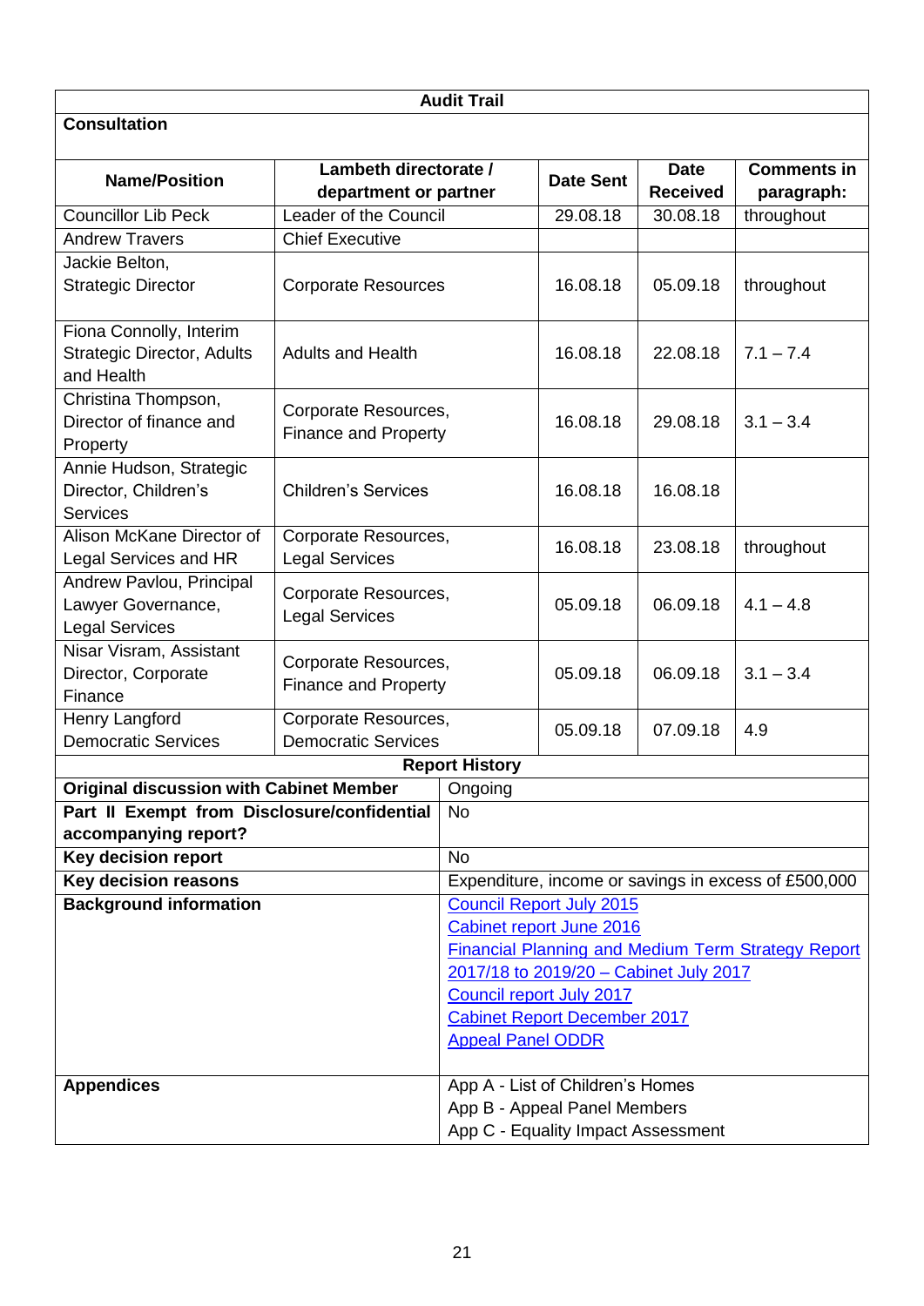**Audit Trail**

**Consultation**

| Name/Position | Lambeth directorate / department or partner | Date Sent | Date Received | Comments in paragraph: |
|---|---|---|---|---|
| Councillor Lib Peck | Leader of the Council | 29.08.18 | 30.08.18 | throughout |
| Andrew Travers | Chief Executive | | | |
| Jackie Belton, Strategic Director | Corporate Resources | 16.08.18 | 05.09.18 | throughout |
| Fiona Connolly, Interim Strategic Director, Adults and Health | Adults and Health | 16.08.18 | 22.08.18 | 7.1 – 7.4 |
| Christina Thompson, Director of finance and Property | Corporate Resources, Finance and Property | 16.08.18 | 29.08.18 | 3.1 – 3.4 |
| Annie Hudson, Strategic Director, Children's Services | Children's Services | 16.08.18 | 16.08.18 | |
| Alison McKane Director of Legal Services and HR | Corporate Resources, Legal Services | 16.08.18 | 23.08.18 | throughout |
| Andrew Pavlou, Principal Lawyer Governance, Legal Services | Corporate Resources, Legal Services | 05.09.18 | 06.09.18 | 4.1 – 4.8 |
| Nisar Visram, Assistant Director, Corporate Finance | Corporate Resources, Finance and Property | 05.09.18 | 06.09.18 | 3.1 – 3.4 |
| Henry Langford Democratic Services | Corporate Resources, Democratic Services | 05.09.18 | 07.09.18 | 4.9 |

**Report History**

| | |
|---|---|
| **Original discussion with Cabinet Member** | Ongoing |
| **Part II Exempt from Disclosure/confidential accompanying report?** | No |
| **Key decision report** | No |
| **Key decision reasons** | Expenditure, income or savings in excess of £500,000 |
| **Background information** | Council Report July 2015<br>Cabinet report June 2016<br>Financial Planning and Medium Term Strategy Report 2017/18 to 2019/20 – Cabinet July 2017<br>Council report July 2017<br>Cabinet Report December 2017<br>Appeal Panel ODDR |
| **Appendices** | App A - List of Children's Homes<br>App B - Appeal Panel Members<br>App C - Equality Impact Assessment |